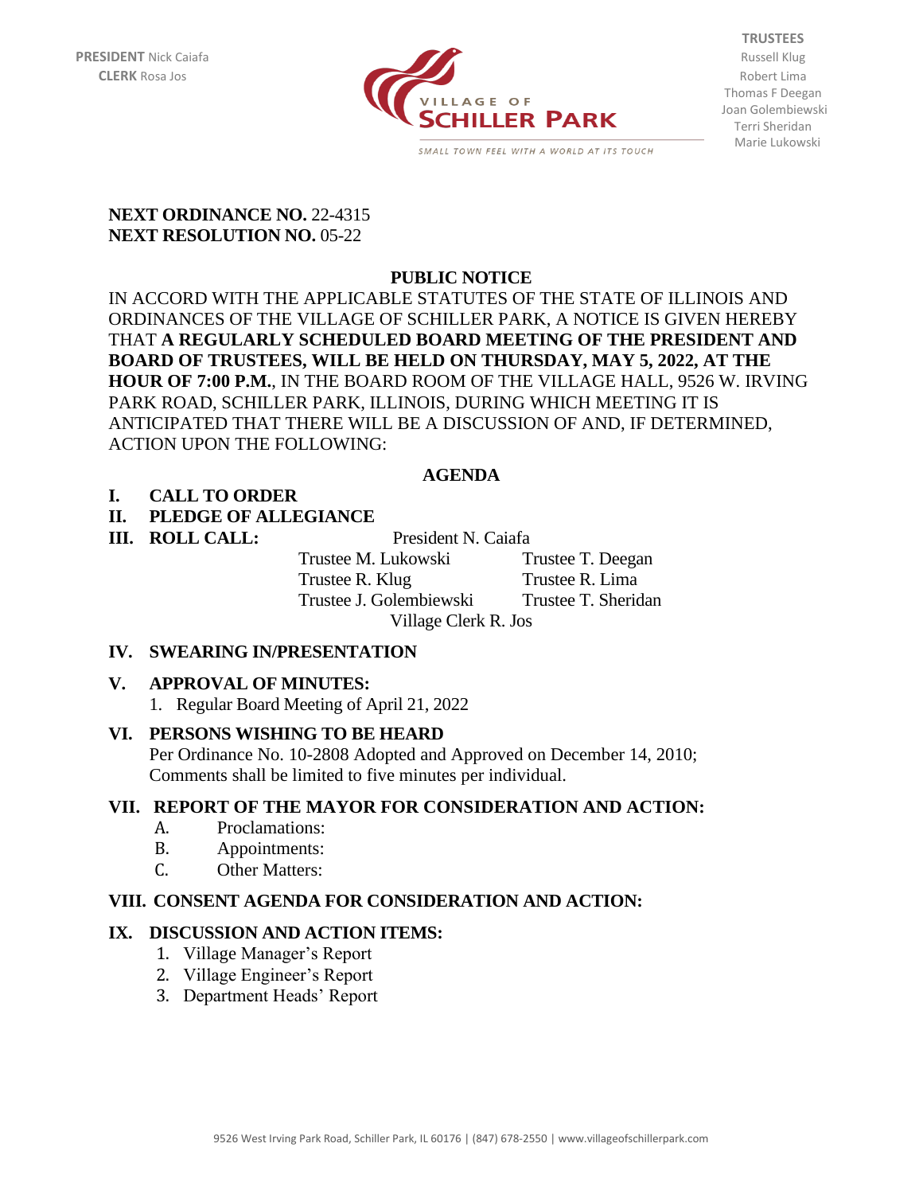**PRESIDENT** Nick Caiafa
**CLERK** Rosa Jos

VILLAGE OF SCHILLER PARK

SMALL TOWN FEEL WITH A WORLD AT ITS TOUCH

**TRUSTEES**
Russell Klug
Robert Lima
Thomas F Deegan
Joan Golembiewski
Terri Sheridan
Marie Lukowski

**NEXT ORDINANCE NO.** 22-4315
**NEXT RESOLUTION NO.** 05-22

## PUBLIC NOTICE

IN ACCORD WITH THE APPLICABLE STATUTES OF THE STATE OF ILLINOIS AND ORDINANCES OF THE VILLAGE OF SCHILLER PARK, A NOTICE IS GIVEN HEREBY THAT **A REGULARLY SCHEDULED BOARD MEETING OF THE PRESIDENT AND BOARD OF TRUSTEES, WILL BE HELD ON THURSDAY, MAY 5, 2022, AT THE HOUR OF 7:00 P.M.**, IN THE BOARD ROOM OF THE VILLAGE HALL, 9526 W. IRVING PARK ROAD, SCHILLER PARK, ILLINOIS, DURING WHICH MEETING IT IS ANTICIPATED THAT THERE WILL BE A DISCUSSION OF AND, IF DETERMINED, ACTION UPON THE FOLLOWING:

## AGENDA

**I. CALL TO ORDER**

**II. PLEDGE OF ALLEGIANCE**

**III. ROLL CALL:**

President N. Caiafa
Trustee M. Lukowski — Trustee T. Deegan
Trustee R. Klug — Trustee R. Lima
Trustee J. Golembiewski — Trustee T. Sheridan
Village Clerk R. Jos

**IV. SWEARING IN/PRESENTATION**

**V. APPROVAL OF MINUTES:**

1. Regular Board Meeting of April 21, 2022

**VI. PERSONS WISHING TO BE HEARD**

Per Ordinance No. 10-2808 Adopted and Approved on December 14, 2010; Comments shall be limited to five minutes per individual.

**VII. REPORT OF THE MAYOR FOR CONSIDERATION AND ACTION:**

A. Proclamations:
B. Appointments:
C. Other Matters:

**VIII. CONSENT AGENDA FOR CONSIDERATION AND ACTION:**

**IX. DISCUSSION AND ACTION ITEMS:**

1. Village Manager's Report
2. Village Engineer's Report
3. Department Heads' Report

9526 West Irving Park Road, Schiller Park, IL 60176 | (847) 678-2550 | www.villageofschillerpark.com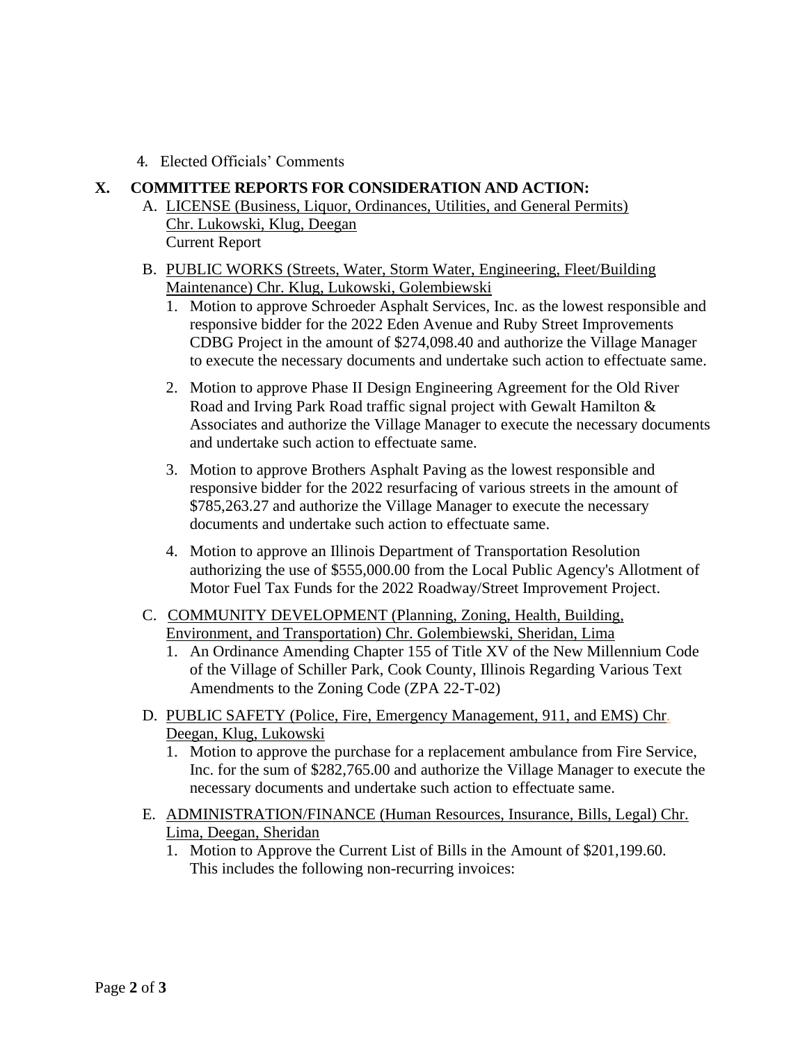4. Elected Officials' Comments

## X. COMMITTEE REPORTS FOR CONSIDERATION AND ACTION:

A. LICENSE (Business, Liquor, Ordinances, Utilities, and General Permits) Chr. Lukowski, Klug, Deegan
Current Report

B. PUBLIC WORKS (Streets, Water, Storm Water, Engineering, Fleet/Building Maintenance) Chr. Klug, Lukowski, Golembiewski

1. Motion to approve Schroeder Asphalt Services, Inc. as the lowest responsible and responsive bidder for the 2022 Eden Avenue and Ruby Street Improvements CDBG Project in the amount of $274,098.40 and authorize the Village Manager to execute the necessary documents and undertake such action to effectuate same.
2. Motion to approve Phase II Design Engineering Agreement for the Old River Road and Irving Park Road traffic signal project with Gewalt Hamilton & Associates and authorize the Village Manager to execute the necessary documents and undertake such action to effectuate same.
3. Motion to approve Brothers Asphalt Paving as the lowest responsible and responsive bidder for the 2022 resurfacing of various streets in the amount of $785,263.27 and authorize the Village Manager to execute the necessary documents and undertake such action to effectuate same.
4. Motion to approve an Illinois Department of Transportation Resolution authorizing the use of $555,000.00 from the Local Public Agency's Allotment of Motor Fuel Tax Funds for the 2022 Roadway/Street Improvement Project.

C. COMMUNITY DEVELOPMENT (Planning, Zoning, Health, Building, Environment, and Transportation) Chr. Golembiewski, Sheridan, Lima

1. An Ordinance Amending Chapter 155 of Title XV of the New Millennium Code of the Village of Schiller Park, Cook County, Illinois Regarding Various Text Amendments to the Zoning Code (ZPA 22-T-02)

D. PUBLIC SAFETY (Police, Fire, Emergency Management, 911, and EMS) Chr. Deegan, Klug, Lukowski

1. Motion to approve the purchase for a replacement ambulance from Fire Service, Inc. for the sum of $282,765.00 and authorize the Village Manager to execute the necessary documents and undertake such action to effectuate same.

E. ADMINISTRATION/FINANCE (Human Resources, Insurance, Bills, Legal) Chr. Lima, Deegan, Sheridan

1. Motion to Approve the Current List of Bills in the Amount of $201,199.60. This includes the following non-recurring invoices: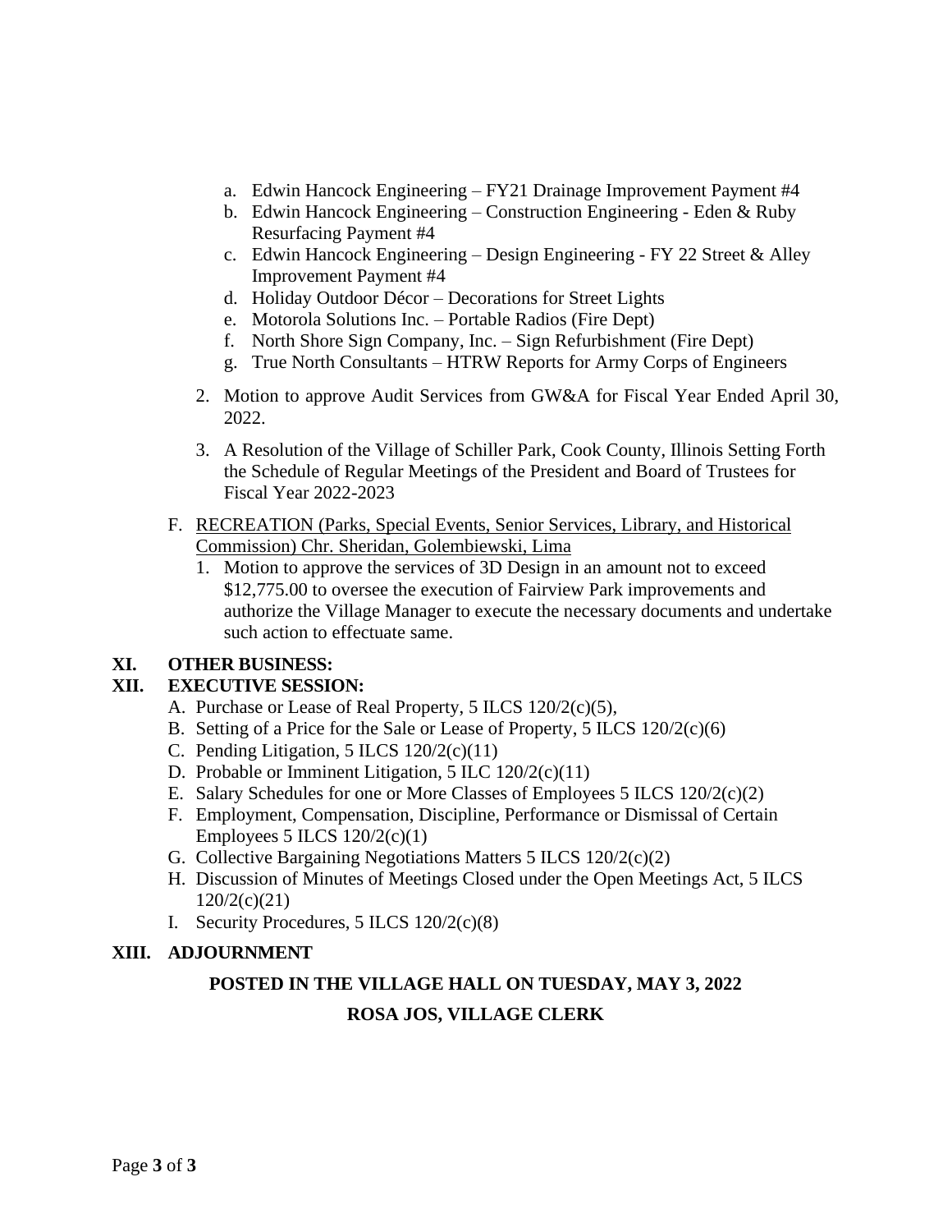a. Edwin Hancock Engineering – FY21 Drainage Improvement Payment #4
b. Edwin Hancock Engineering – Construction Engineering - Eden & Ruby Resurfacing Payment #4
c. Edwin Hancock Engineering – Design Engineering - FY 22 Street & Alley Improvement Payment #4
d. Holiday Outdoor Décor – Decorations for Street Lights
e. Motorola Solutions Inc. – Portable Radios (Fire Dept)
f. North Shore Sign Company, Inc. – Sign Refurbishment (Fire Dept)
g. True North Consultants – HTRW Reports for Army Corps of Engineers

2. Motion to approve Audit Services from GW&A for Fiscal Year Ended April 30, 2022.

3. A Resolution of the Village of Schiller Park, Cook County, Illinois Setting Forth the Schedule of Regular Meetings of the President and Board of Trustees for Fiscal Year 2022-2023

F. <u>RECREATION (Parks, Special Events, Senior Services, Library, and Historical Commission) Chr. Sheridan, Golembiewski, Lima</u>

1. Motion to approve the services of 3D Design in an amount not to exceed $12,775.00 to oversee the execution of Fairview Park improvements and authorize the Village Manager to execute the necessary documents and undertake such action to effectuate same.

**XI. OTHER BUSINESS:**

**XII. EXECUTIVE SESSION:**

A. Purchase or Lease of Real Property, 5 ILCS 120/2(c)(5),
B. Setting of a Price for the Sale or Lease of Property, 5 ILCS 120/2(c)(6)
C. Pending Litigation, 5 ILCS 120/2(c)(11)
D. Probable or Imminent Litigation, 5 ILC 120/2(c)(11)
E. Salary Schedules for one or More Classes of Employees 5 ILCS 120/2(c)(2)
F. Employment, Compensation, Discipline, Performance or Dismissal of Certain Employees 5 ILCS 120/2(c)(1)
G. Collective Bargaining Negotiations Matters 5 ILCS 120/2(c)(2)
H. Discussion of Minutes of Meetings Closed under the Open Meetings Act, 5 ILCS 120/2(c)(21)
I. Security Procedures, 5 ILCS 120/2(c)(8)

**XIII. ADJOURNMENT**

**POSTED IN THE VILLAGE HALL ON TUESDAY, MAY 3, 2022**

**ROSA JOS, VILLAGE CLERK**